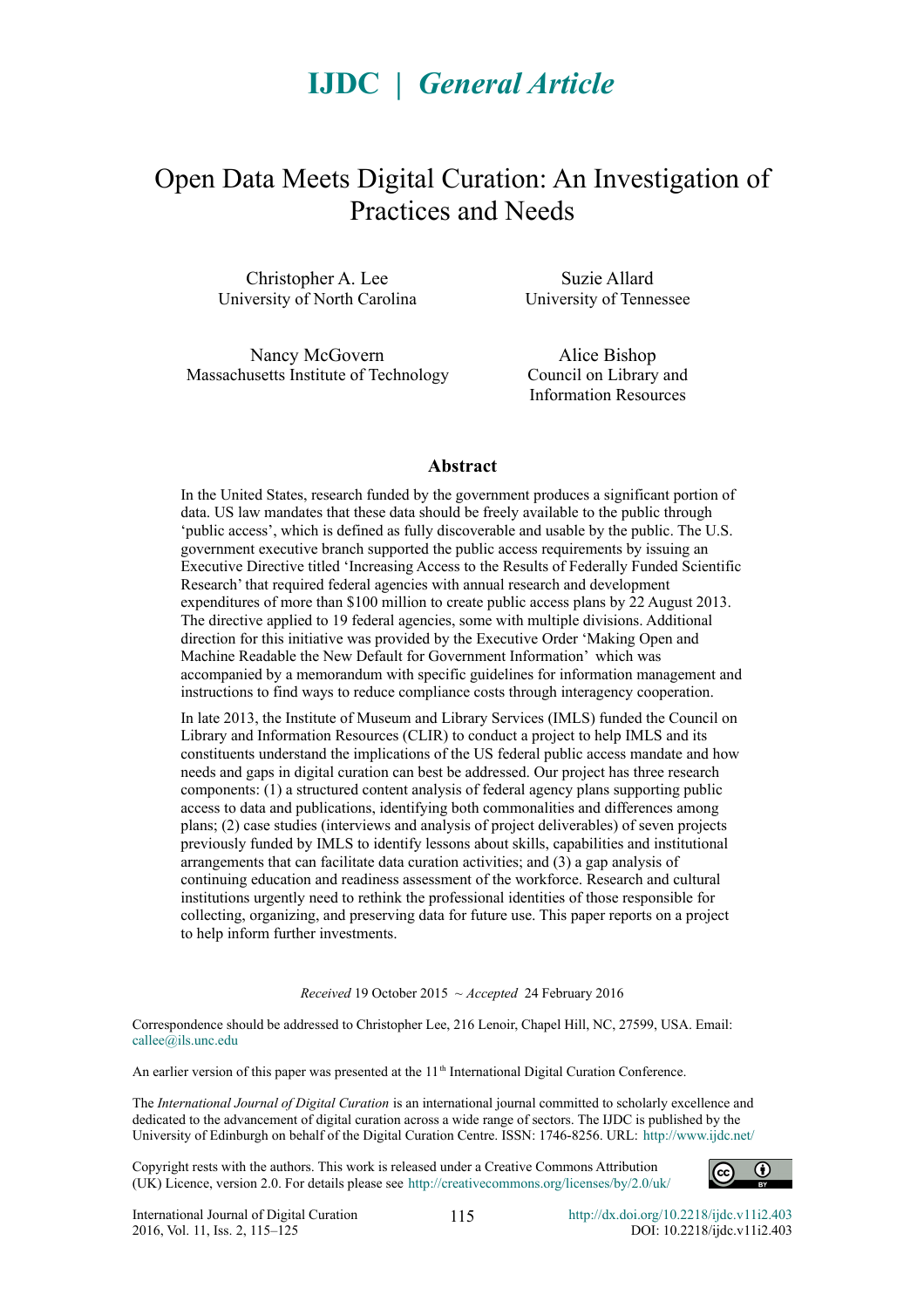**IJDC | *General Article***

# Open Data Meets Digital Curation: An Investigation of Practices and Needs

Christopher A. Lee
University of North Carolina

Suzie Allard
University of Tennessee

Nancy McGovern
Massachusetts Institute of Technology

Alice Bishop
Council on Library and Information Resources

## Abstract

In the United States, research funded by the government produces a significant portion of data. US law mandates that these data should be freely available to the public through 'public access', which is defined as fully discoverable and usable by the public. The U.S. government executive branch supported the public access requirements by issuing an Executive Directive titled 'Increasing Access to the Results of Federally Funded Scientific Research' that required federal agencies with annual research and development expenditures of more than \$100 million to create public access plans by 22 August 2013. The directive applied to 19 federal agencies, some with multiple divisions. Additional direction for this initiative was provided by the Executive Order 'Making Open and Machine Readable the New Default for Government Information' which was accompanied by a memorandum with specific guidelines for information management and instructions to find ways to reduce compliance costs through interagency cooperation.

In late 2013, the Institute of Museum and Library Services (IMLS) funded the Council on Library and Information Resources (CLIR) to conduct a project to help IMLS and its constituents understand the implications of the US federal public access mandate and how needs and gaps in digital curation can best be addressed. Our project has three research components: (1) a structured content analysis of federal agency plans supporting public access to data and publications, identifying both commonalities and differences among plans; (2) case studies (interviews and analysis of project deliverables) of seven projects previously funded by IMLS to identify lessons about skills, capabilities and institutional arrangements that can facilitate data curation activities; and (3) a gap analysis of continuing education and readiness assessment of the workforce. Research and cultural institutions urgently need to rethink the professional identities of those responsible for collecting, organizing, and preserving data for future use. This paper reports on a project to help inform further investments.

*Received* 19 October 2015 ~ *Accepted* 24 February 2016

Correspondence should be addressed to Christopher Lee, 216 Lenoir, Chapel Hill, NC, 27599, USA. Email: callee@ils.unc.edu

An earlier version of this paper was presented at the 11th International Digital Curation Conference.

The *International Journal of Digital Curation* is an international journal committed to scholarly excellence and dedicated to the advancement of digital curation across a wide range of sectors. The IJDC is published by the University of Edinburgh on behalf of the Digital Curation Centre. ISSN: 1746-8256. URL: http://www.ijdc.net/

Copyright rests with the authors. This work is released under a Creative Commons Attribution (UK) Licence, version 2.0. For details please see http://creativecommons.org/licenses/by/2.0/uk/

http://dx.doi.org/10.2218/ijdc.v11i2.403
DOI: 10.2218/ijdc.v11i2.403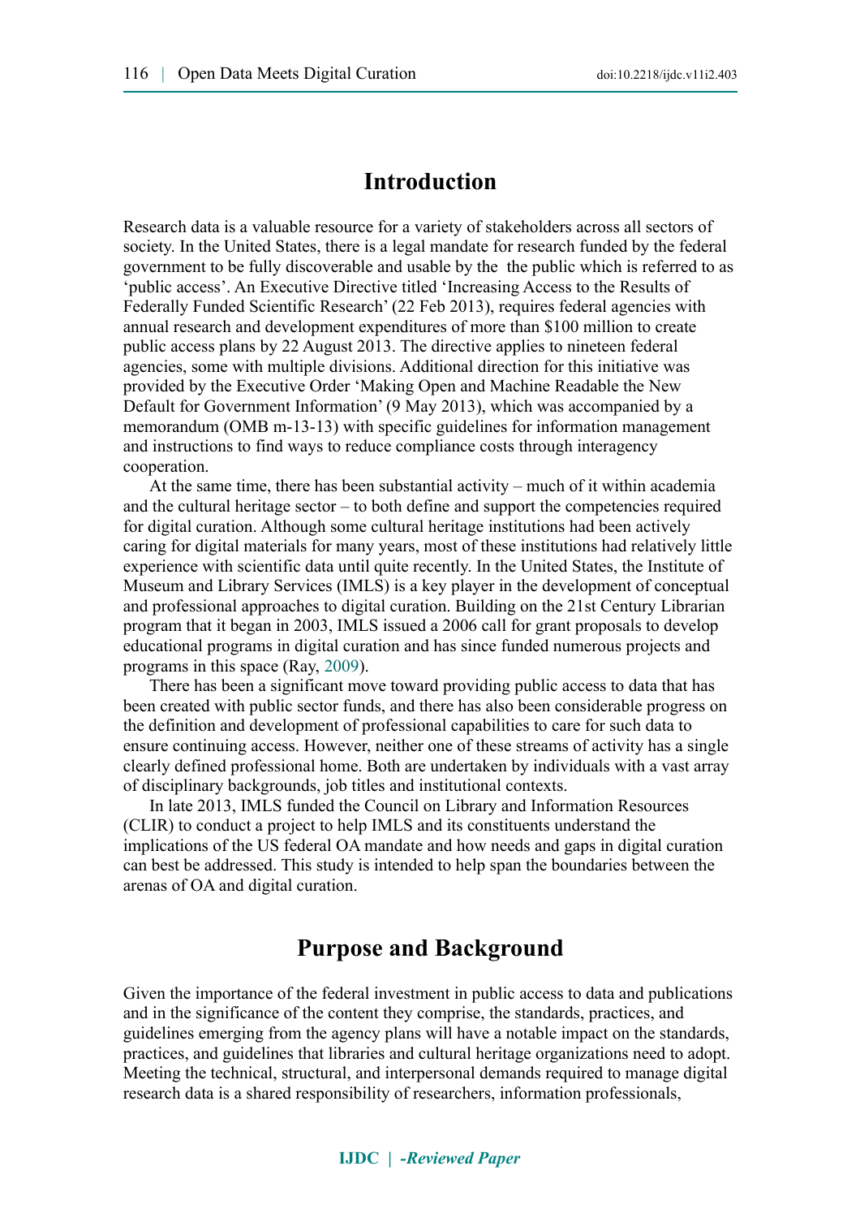## Introduction

Research data is a valuable resource for a variety of stakeholders across all sectors of society. In the United States, there is a legal mandate for research funded by the federal government to be fully discoverable and usable by the  the public which is referred to as 'public access'. An Executive Directive titled 'Increasing Access to the Results of Federally Funded Scientific Research' (22 Feb 2013), requires federal agencies with annual research and development expenditures of more than $100 million to create public access plans by 22 August 2013. The directive applies to nineteen federal agencies, some with multiple divisions. Additional direction for this initiative was provided by the Executive Order 'Making Open and Machine Readable the New Default for Government Information' (9 May 2013), which was accompanied by a memorandum (OMB m-13-13) with specific guidelines for information management and instructions to find ways to reduce compliance costs through interagency cooperation.

At the same time, there has been substantial activity – much of it within academia and the cultural heritage sector – to both define and support the competencies required for digital curation. Although some cultural heritage institutions had been actively caring for digital materials for many years, most of these institutions had relatively little experience with scientific data until quite recently. In the United States, the Institute of Museum and Library Services (IMLS) is a key player in the development of conceptual and professional approaches to digital curation. Building on the 21st Century Librarian program that it began in 2003, IMLS issued a 2006 call for grant proposals to develop educational programs in digital curation and has since funded numerous projects and programs in this space (Ray, 2009).

There has been a significant move toward providing public access to data that has been created with public sector funds, and there has also been considerable progress on the definition and development of professional capabilities to care for such data to ensure continuing access. However, neither one of these streams of activity has a single clearly defined professional home. Both are undertaken by individuals with a vast array of disciplinary backgrounds, job titles and institutional contexts.

In late 2013, IMLS funded the Council on Library and Information Resources (CLIR) to conduct a project to help IMLS and its constituents understand the implications of the US federal OA mandate and how needs and gaps in digital curation can best be addressed. This study is intended to help span the boundaries between the arenas of OA and digital curation.

## Purpose and Background

Given the importance of the federal investment in public access to data and publications and in the significance of the content they comprise, the standards, practices, and guidelines emerging from the agency plans will have a notable impact on the standards, practices, and guidelines that libraries and cultural heritage organizations need to adopt. Meeting the technical, structural, and interpersonal demands required to manage digital research data is a shared responsibility of researchers, information professionals,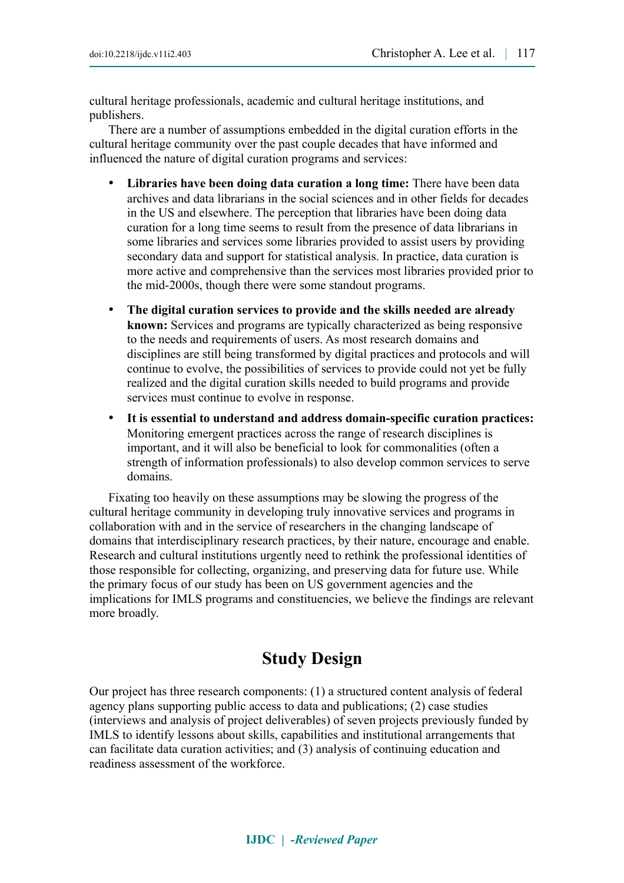cultural heritage professionals, academic and cultural heritage institutions, and publishers.

There are a number of assumptions embedded in the digital curation efforts in the cultural heritage community over the past couple decades that have informed and influenced the nature of digital curation programs and services:

- **Libraries have been doing data curation a long time:** There have been data archives and data librarians in the social sciences and in other fields for decades in the US and elsewhere. The perception that libraries have been doing data curation for a long time seems to result from the presence of data librarians in some libraries and services some libraries provided to assist users by providing secondary data and support for statistical analysis. In practice, data curation is more active and comprehensive than the services most libraries provided prior to the mid-2000s, though there were some standout programs.

- **The digital curation services to provide and the skills needed are already known:** Services and programs are typically characterized as being responsive to the needs and requirements of users. As most research domains and disciplines are still being transformed by digital practices and protocols and will continue to evolve, the possibilities of services to provide could not yet be fully realized and the digital curation skills needed to build programs and provide services must continue to evolve in response.

- **It is essential to understand and address domain-specific curation practices:** Monitoring emergent practices across the range of research disciplines is important, and it will also be beneficial to look for commonalities (often a strength of information professionals) to also develop common services to serve domains.

Fixating too heavily on these assumptions may be slowing the progress of the cultural heritage community in developing truly innovative services and programs in collaboration with and in the service of researchers in the changing landscape of domains that interdisciplinary research practices, by their nature, encourage and enable. Research and cultural institutions urgently need to rethink the professional identities of those responsible for collecting, organizing, and preserving data for future use. While the primary focus of our study has been on US government agencies and the implications for IMLS programs and constituencies, we believe the findings are relevant more broadly.

## Study Design

Our project has three research components: (1) a structured content analysis of federal agency plans supporting public access to data and publications; (2) case studies (interviews and analysis of project deliverables) of seven projects previously funded by IMLS to identify lessons about skills, capabilities and institutional arrangements that can facilitate data curation activities; and (3) analysis of continuing education and readiness assessment of the workforce.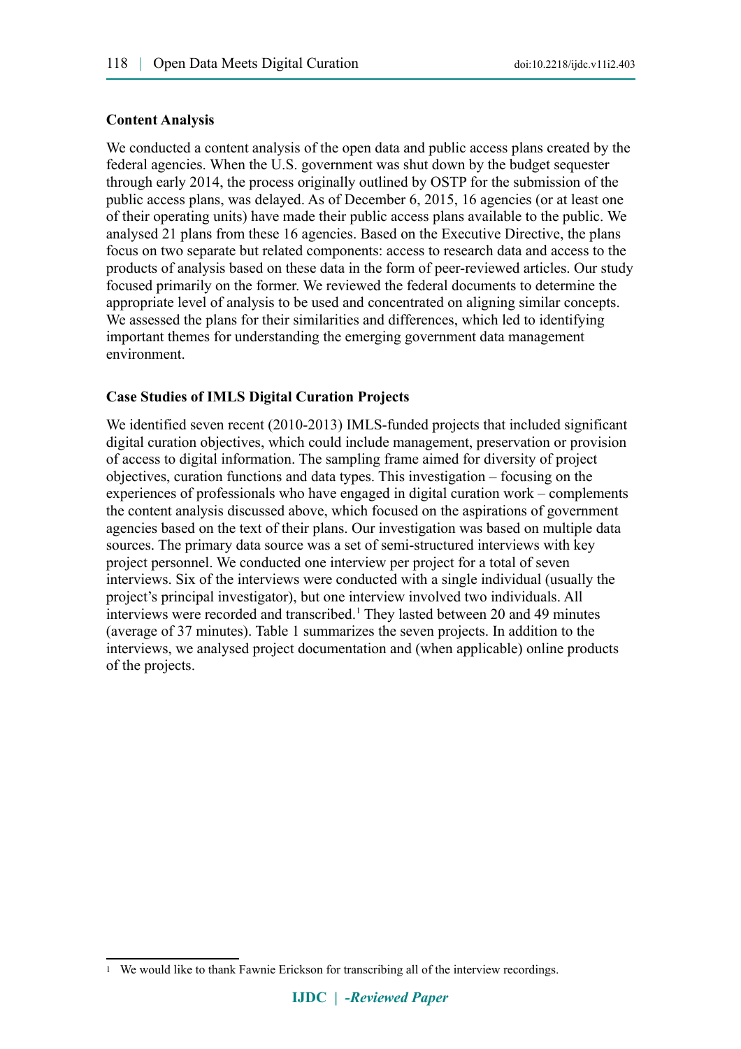### Content Analysis

We conducted a content analysis of the open data and public access plans created by the federal agencies. When the U.S. government was shut down by the budget sequester through early 2014, the process originally outlined by OSTP for the submission of the public access plans, was delayed. As of December 6, 2015, 16 agencies (or at least one of their operating units) have made their public access plans available to the public. We analysed 21 plans from these 16 agencies. Based on the Executive Directive, the plans focus on two separate but related components: access to research data and access to the products of analysis based on these data in the form of peer-reviewed articles. Our study focused primarily on the former. We reviewed the federal documents to determine the appropriate level of analysis to be used and concentrated on aligning similar concepts. We assessed the plans for their similarities and differences, which led to identifying important themes for understanding the emerging government data management environment.

### Case Studies of IMLS Digital Curation Projects

We identified seven recent (2010-2013) IMLS-funded projects that included significant digital curation objectives, which could include management, preservation or provision of access to digital information. The sampling frame aimed for diversity of project objectives, curation functions and data types. This investigation – focusing on the experiences of professionals who have engaged in digital curation work – complements the content analysis discussed above, which focused on the aspirations of government agencies based on the text of their plans. Our investigation was based on multiple data sources. The primary data source was a set of semi-structured interviews with key project personnel. We conducted one interview per project for a total of seven interviews. Six of the interviews were conducted with a single individual (usually the project's principal investigator), but one interview involved two individuals. All interviews were recorded and transcribed.[1] They lasted between 20 and 49 minutes (average of 37 minutes). Table 1 summarizes the seven projects. In addition to the interviews, we analysed project documentation and (when applicable) online products of the projects.

---

[1] We would like to thank Fawnie Erickson for transcribing all of the interview recordings.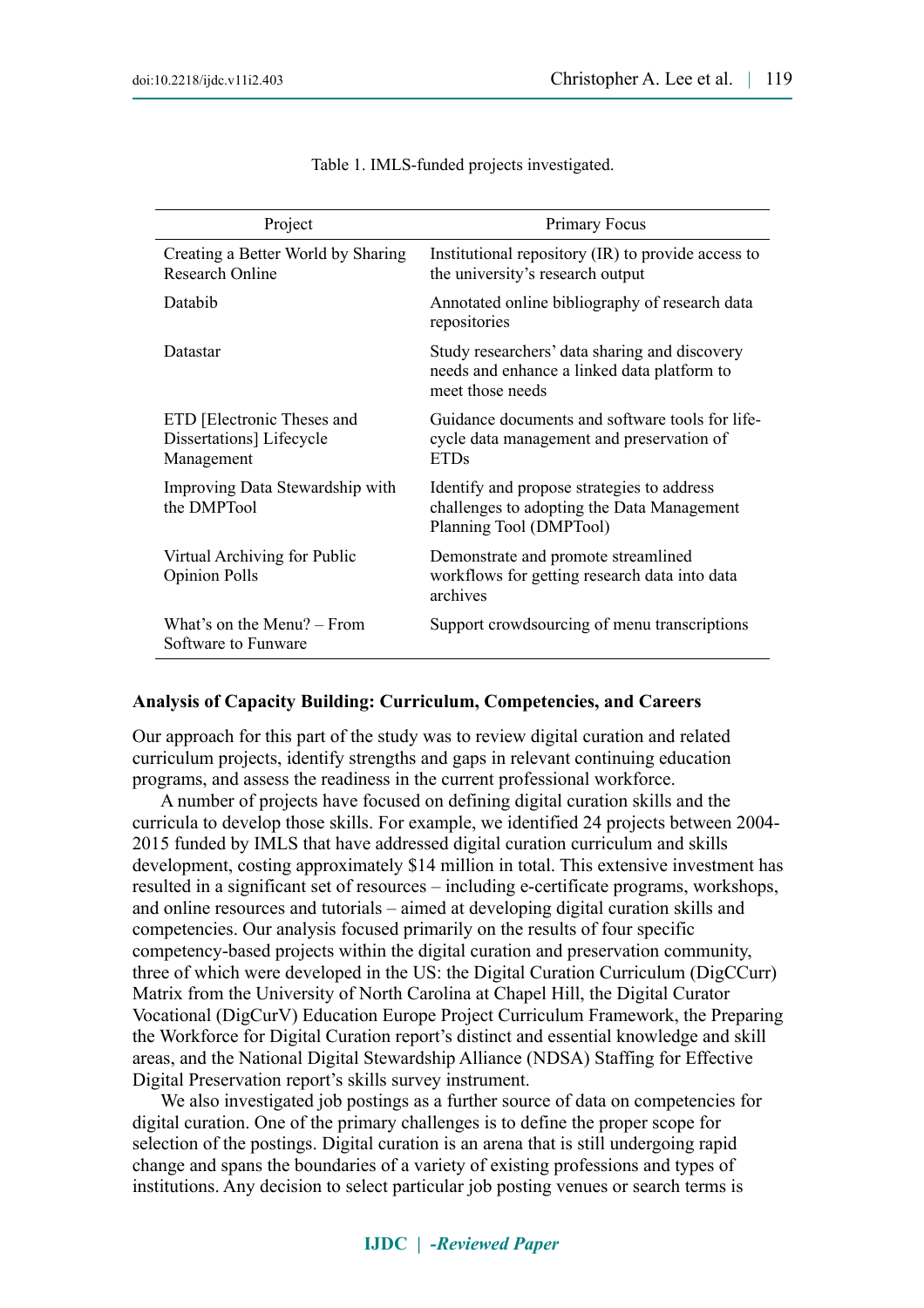Table 1. IMLS-funded projects investigated.

| Project | Primary Focus |
| --- | --- |
| Creating a Better World by Sharing Research Online | Institutional repository (IR) to provide access to the university's research output |
| Databib | Annotated online bibliography of research data repositories |
| Datastar | Study researchers' data sharing and discovery needs and enhance a linked data platform to meet those needs |
| ETD [Electronic Theses and Dissertations] Lifecycle Management | Guidance documents and software tools for life-cycle data management and preservation of ETDs |
| Improving Data Stewardship with the DMPTool | Identify and propose strategies to address challenges to adopting the Data Management Planning Tool (DMPTool) |
| Virtual Archiving for Public Opinion Polls | Demonstrate and promote streamlined workflows for getting research data into data archives |
| What's on the Menu? – From Software to Funware | Support crowdsourcing of menu transcriptions |

### Analysis of Capacity Building: Curriculum, Competencies, and Careers

Our approach for this part of the study was to review digital curation and related curriculum projects, identify strengths and gaps in relevant continuing education programs, and assess the readiness in the current professional workforce.

A number of projects have focused on defining digital curation skills and the curricula to develop those skills. For example, we identified 24 projects between 2004-2015 funded by IMLS that have addressed digital curation curriculum and skills development, costing approximately $14 million in total. This extensive investment has resulted in a significant set of resources – including e-certificate programs, workshops, and online resources and tutorials – aimed at developing digital curation skills and competencies. Our analysis focused primarily on the results of four specific competency-based projects within the digital curation and preservation community, three of which were developed in the US: the Digital Curation Curriculum (DigCCurr) Matrix from the University of North Carolina at Chapel Hill, the Digital Curator Vocational (DigCurV) Education Europe Project Curriculum Framework, the Preparing the Workforce for Digital Curation report's distinct and essential knowledge and skill areas, and the National Digital Stewardship Alliance (NDSA) Staffing for Effective Digital Preservation report's skills survey instrument.

We also investigated job postings as a further source of data on competencies for digital curation. One of the primary challenges is to define the proper scope for selection of the postings. Digital curation is an arena that is still undergoing rapid change and spans the boundaries of a variety of existing professions and types of institutions. Any decision to select particular job posting venues or search terms is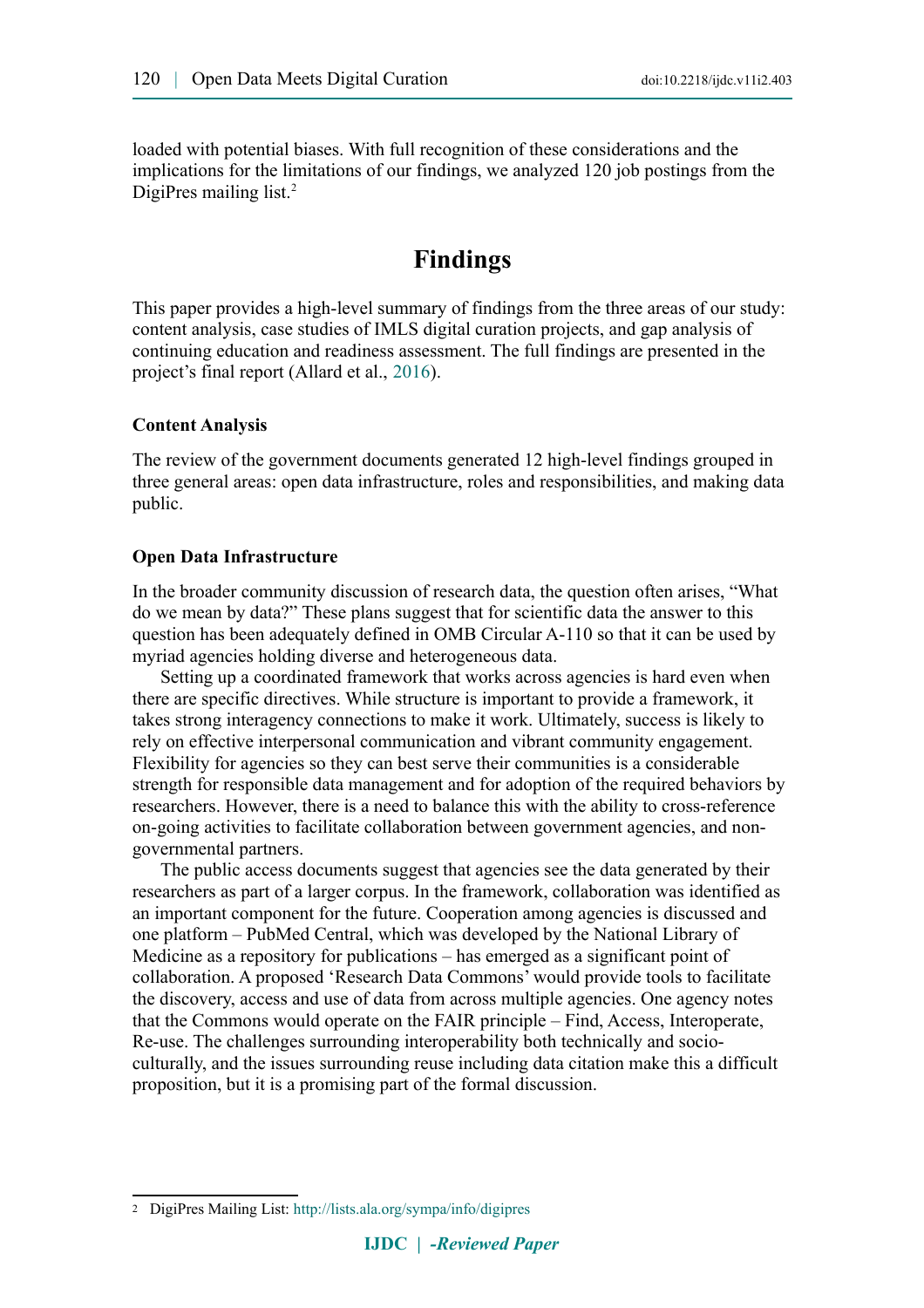loaded with potential biases. With full recognition of these considerations and the implications for the limitations of our findings, we analyzed 120 job postings from the DigiPres mailing list.[2]

## Findings

This paper provides a high-level summary of findings from the three areas of our study: content analysis, case studies of IMLS digital curation projects, and gap analysis of continuing education and readiness assessment. The full findings are presented in the project's final report (Allard et al., 2016).

### Content Analysis

The review of the government documents generated 12 high-level findings grouped in three general areas: open data infrastructure, roles and responsibilities, and making data public.

### Open Data Infrastructure

In the broader community discussion of research data, the question often arises, "What do we mean by data?" These plans suggest that for scientific data the answer to this question has been adequately defined in OMB Circular A-110 so that it can be used by myriad agencies holding diverse and heterogeneous data.

Setting up a coordinated framework that works across agencies is hard even when there are specific directives. While structure is important to provide a framework, it takes strong interagency connections to make it work. Ultimately, success is likely to rely on effective interpersonal communication and vibrant community engagement. Flexibility for agencies so they can best serve their communities is a considerable strength for responsible data management and for adoption of the required behaviors by researchers. However, there is a need to balance this with the ability to cross-reference on-going activities to facilitate collaboration between government agencies, and non-governmental partners.

The public access documents suggest that agencies see the data generated by their researchers as part of a larger corpus. In the framework, collaboration was identified as an important component for the future. Cooperation among agencies is discussed and one platform – PubMed Central, which was developed by the National Library of Medicine as a repository for publications – has emerged as a significant point of collaboration. A proposed 'Research Data Commons' would provide tools to facilitate the discovery, access and use of data from across multiple agencies. One agency notes that the Commons would operate on the FAIR principle – Find, Access, Interoperate, Re-use. The challenges surrounding interoperability both technically and socio-culturally, and the issues surrounding reuse including data citation make this a difficult proposition, but it is a promising part of the formal discussion.

---

[2] DigiPres Mailing List: http://lists.ala.org/sympa/info/digipres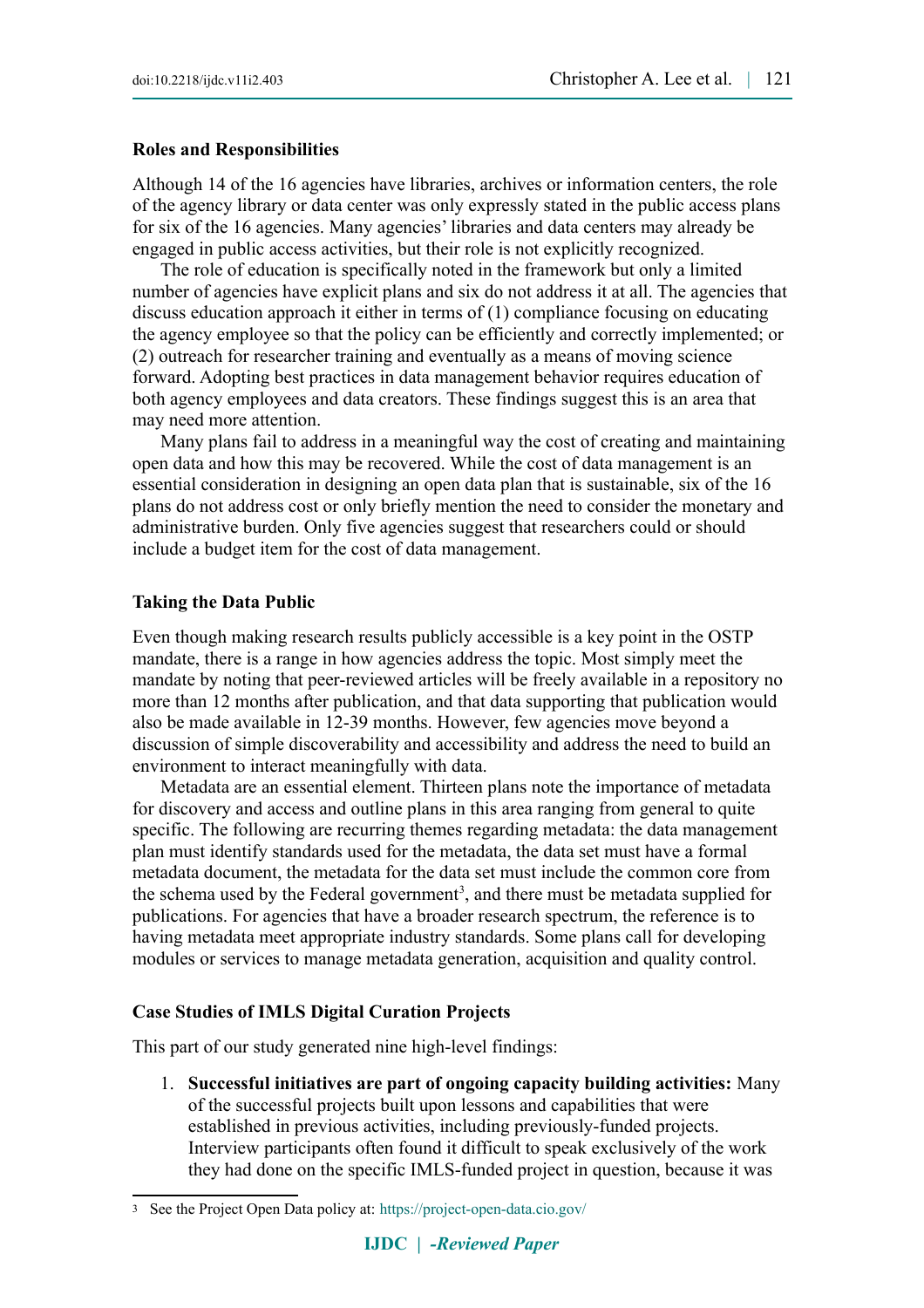### Roles and Responsibilities

Although 14 of the 16 agencies have libraries, archives or information centers, the role of the agency library or data center was only expressly stated in the public access plans for six of the 16 agencies. Many agencies' libraries and data centers may already be engaged in public access activities, but their role is not explicitly recognized.

The role of education is specifically noted in the framework but only a limited number of agencies have explicit plans and six do not address it at all. The agencies that discuss education approach it either in terms of (1) compliance focusing on educating the agency employee so that the policy can be efficiently and correctly implemented; or (2) outreach for researcher training and eventually as a means of moving science forward. Adopting best practices in data management behavior requires education of both agency employees and data creators. These findings suggest this is an area that may need more attention.

Many plans fail to address in a meaningful way the cost of creating and maintaining open data and how this may be recovered. While the cost of data management is an essential consideration in designing an open data plan that is sustainable, six of the 16 plans do not address cost or only briefly mention the need to consider the monetary and administrative burden. Only five agencies suggest that researchers could or should include a budget item for the cost of data management.

### Taking the Data Public

Even though making research results publicly accessible is a key point in the OSTP mandate, there is a range in how agencies address the topic. Most simply meet the mandate by noting that peer-reviewed articles will be freely available in a repository no more than 12 months after publication, and that data supporting that publication would also be made available in 12-39 months. However, few agencies move beyond a discussion of simple discoverability and accessibility and address the need to build an environment to interact meaningfully with data.

Metadata are an essential element. Thirteen plans note the importance of metadata for discovery and access and outline plans in this area ranging from general to quite specific. The following are recurring themes regarding metadata: the data management plan must identify standards used for the metadata, the data set must have a formal metadata document, the metadata for the data set must include the common core from the schema used by the Federal government[3], and there must be metadata supplied for publications. For agencies that have a broader research spectrum, the reference is to having metadata meet appropriate industry standards. Some plans call for developing modules or services to manage metadata generation, acquisition and quality control.

### Case Studies of IMLS Digital Curation Projects

This part of our study generated nine high-level findings:

1. **Successful initiatives are part of ongoing capacity building activities:** Many of the successful projects built upon lessons and capabilities that were established in previous activities, including previously-funded projects. Interview participants often found it difficult to speak exclusively of the work they had done on the specific IMLS-funded project in question, because it was

[3] See the Project Open Data policy at: https://project-open-data.cio.gov/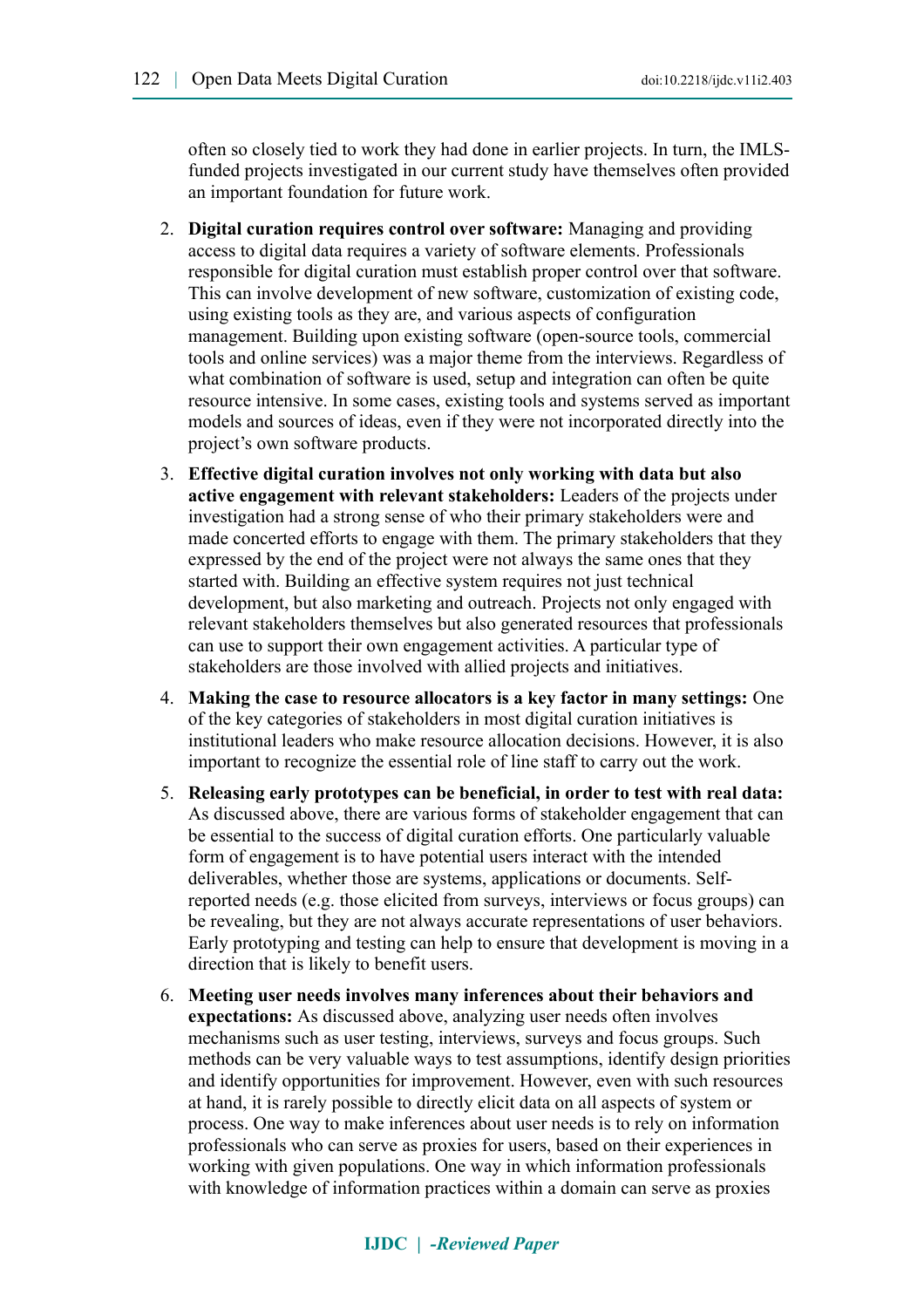often so closely tied to work they had done in earlier projects. In turn, the IMLS-funded projects investigated in our current study have themselves often provided an important foundation for future work.

2. **Digital curation requires control over software:** Managing and providing access to digital data requires a variety of software elements. Professionals responsible for digital curation must establish proper control over that software. This can involve development of new software, customization of existing code, using existing tools as they are, and various aspects of configuration management. Building upon existing software (open-source tools, commercial tools and online services) was a major theme from the interviews. Regardless of what combination of software is used, setup and integration can often be quite resource intensive. In some cases, existing tools and systems served as important models and sources of ideas, even if they were not incorporated directly into the project's own software products.
3. **Effective digital curation involves not only working with data but also active engagement with relevant stakeholders:** Leaders of the projects under investigation had a strong sense of who their primary stakeholders were and made concerted efforts to engage with them. The primary stakeholders that they expressed by the end of the project were not always the same ones that they started with. Building an effective system requires not just technical development, but also marketing and outreach. Projects not only engaged with relevant stakeholders themselves but also generated resources that professionals can use to support their own engagement activities. A particular type of stakeholders are those involved with allied projects and initiatives.
4. **Making the case to resource allocators is a key factor in many settings:** One of the key categories of stakeholders in most digital curation initiatives is institutional leaders who make resource allocation decisions. However, it is also important to recognize the essential role of line staff to carry out the work.
5. **Releasing early prototypes can be beneficial, in order to test with real data:** As discussed above, there are various forms of stakeholder engagement that can be essential to the success of digital curation efforts. One particularly valuable form of engagement is to have potential users interact with the intended deliverables, whether those are systems, applications or documents. Self-reported needs (e.g. those elicited from surveys, interviews or focus groups) can be revealing, but they are not always accurate representations of user behaviors. Early prototyping and testing can help to ensure that development is moving in a direction that is likely to benefit users.
6. **Meeting user needs involves many inferences about their behaviors and expectations:** As discussed above, analyzing user needs often involves mechanisms such as user testing, interviews, surveys and focus groups. Such methods can be very valuable ways to test assumptions, identify design priorities and identify opportunities for improvement. However, even with such resources at hand, it is rarely possible to directly elicit data on all aspects of system or process. One way to make inferences about user needs is to rely on information professionals who can serve as proxies for users, based on their experiences in working with given populations. One way in which information professionals with knowledge of information practices within a domain can serve as proxies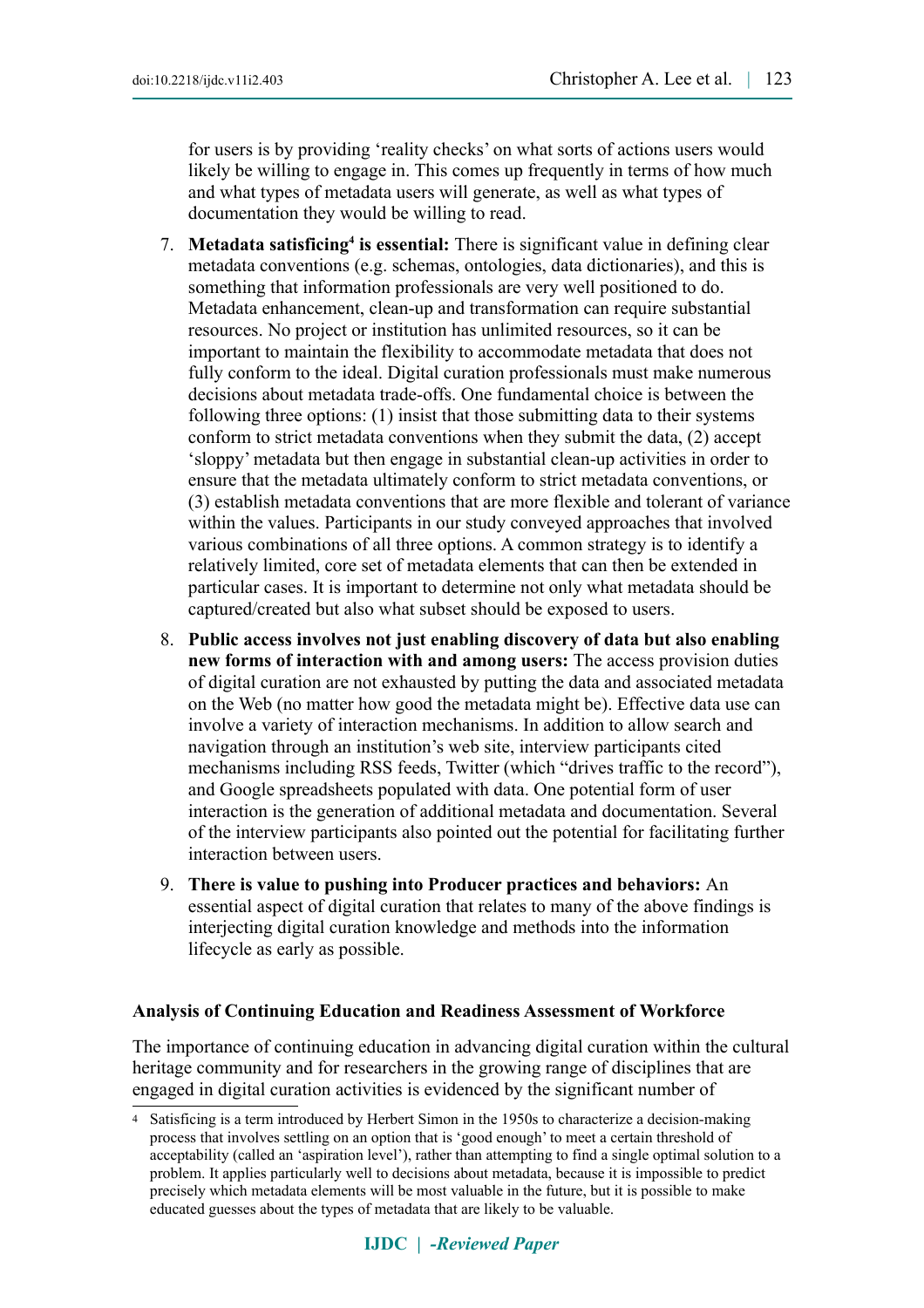for users is by providing 'reality checks' on what sorts of actions users would likely be willing to engage in. This comes up frequently in terms of how much and what types of metadata users will generate, as well as what types of documentation they would be willing to read.

7. **Metadata satisficing[4] is essential:** There is significant value in defining clear metadata conventions (e.g. schemas, ontologies, data dictionaries), and this is something that information professionals are very well positioned to do. Metadata enhancement, clean-up and transformation can require substantial resources. No project or institution has unlimited resources, so it can be important to maintain the flexibility to accommodate metadata that does not fully conform to the ideal. Digital curation professionals must make numerous decisions about metadata trade-offs. One fundamental choice is between the following three options: (1) insist that those submitting data to their systems conform to strict metadata conventions when they submit the data, (2) accept 'sloppy' metadata but then engage in substantial clean-up activities in order to ensure that the metadata ultimately conform to strict metadata conventions, or (3) establish metadata conventions that are more flexible and tolerant of variance within the values. Participants in our study conveyed approaches that involved various combinations of all three options. A common strategy is to identify a relatively limited, core set of metadata elements that can then be extended in particular cases. It is important to determine not only what metadata should be captured/created but also what subset should be exposed to users.
8. **Public access involves not just enabling discovery of data but also enabling new forms of interaction with and among users:** The access provision duties of digital curation are not exhausted by putting the data and associated metadata on the Web (no matter how good the metadata might be). Effective data use can involve a variety of interaction mechanisms. In addition to allow search and navigation through an institution's web site, interview participants cited mechanisms including RSS feeds, Twitter (which "drives traffic to the record"), and Google spreadsheets populated with data. One potential form of user interaction is the generation of additional metadata and documentation. Several of the interview participants also pointed out the potential for facilitating further interaction between users.
9. **There is value to pushing into Producer practices and behaviors:** An essential aspect of digital curation that relates to many of the above findings is interjecting digital curation knowledge and methods into the information lifecycle as early as possible.

### Analysis of Continuing Education and Readiness Assessment of Workforce

The importance of continuing education in advancing digital curation within the cultural heritage community and for researchers in the growing range of disciplines that are engaged in digital curation activities is evidenced by the significant number of

[4] Satisficing is a term introduced by Herbert Simon in the 1950s to characterize a decision-making process that involves settling on an option that is 'good enough' to meet a certain threshold of acceptability (called an 'aspiration level'), rather than attempting to find a single optimal solution to a problem. It applies particularly well to decisions about metadata, because it is impossible to predict precisely which metadata elements will be most valuable in the future, but it is possible to make educated guesses about the types of metadata that are likely to be valuable.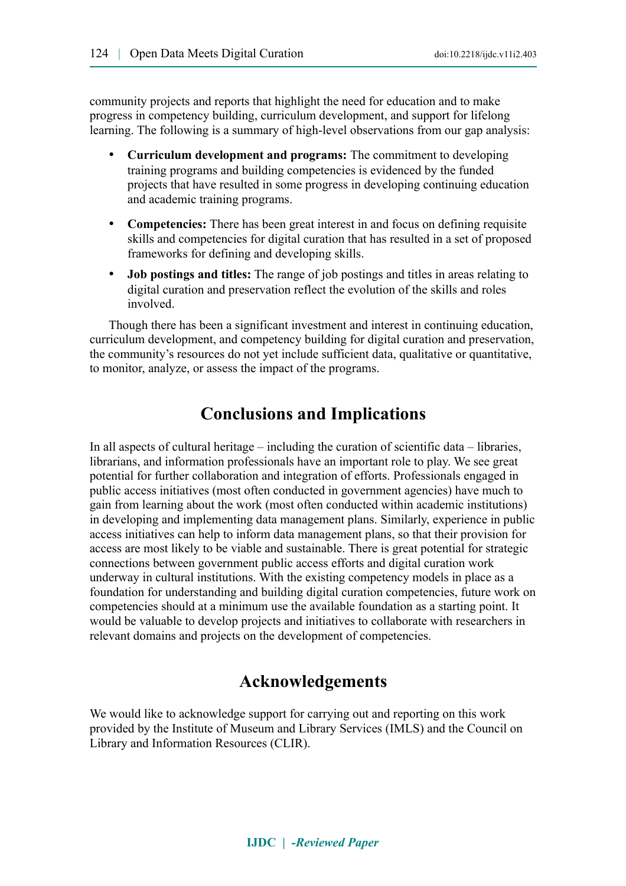community projects and reports that highlight the need for education and to make progress in competency building, curriculum development, and support for lifelong learning. The following is a summary of high-level observations from our gap analysis:

- **Curriculum development and programs:** The commitment to developing training programs and building competencies is evidenced by the funded projects that have resulted in some progress in developing continuing education and academic training programs.
- **Competencies:** There has been great interest in and focus on defining requisite skills and competencies for digital curation that has resulted in a set of proposed frameworks for defining and developing skills.
- **Job postings and titles:** The range of job postings and titles in areas relating to digital curation and preservation reflect the evolution of the skills and roles involved.

Though there has been a significant investment and interest in continuing education, curriculum development, and competency building for digital curation and preservation, the community's resources do not yet include sufficient data, qualitative or quantitative, to monitor, analyze, or assess the impact of the programs.

## Conclusions and Implications

In all aspects of cultural heritage – including the curation of scientific data – libraries, librarians, and information professionals have an important role to play. We see great potential for further collaboration and integration of efforts. Professionals engaged in public access initiatives (most often conducted in government agencies) have much to gain from learning about the work (most often conducted within academic institutions) in developing and implementing data management plans. Similarly, experience in public access initiatives can help to inform data management plans, so that their provision for access are most likely to be viable and sustainable. There is great potential for strategic connections between government public access efforts and digital curation work underway in cultural institutions. With the existing competency models in place as a foundation for understanding and building digital curation competencies, future work on competencies should at a minimum use the available foundation as a starting point. It would be valuable to develop projects and initiatives to collaborate with researchers in relevant domains and projects on the development of competencies.

## Acknowledgements

We would like to acknowledge support for carrying out and reporting on this work provided by the Institute of Museum and Library Services (IMLS) and the Council on Library and Information Resources (CLIR).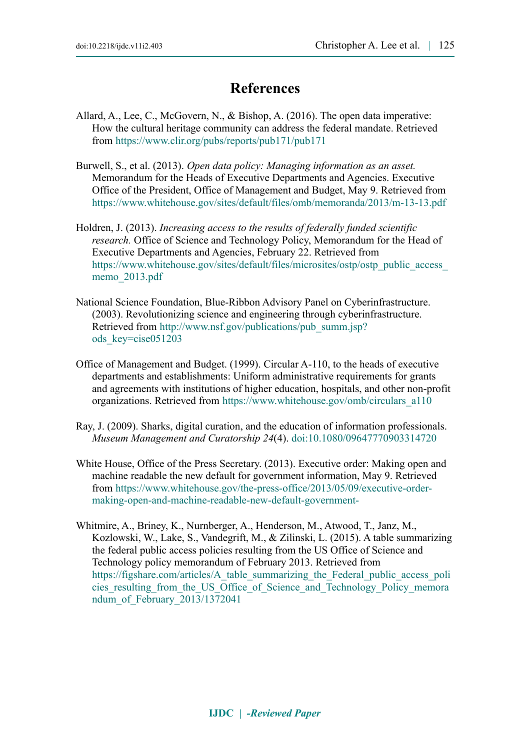# References

Allard, A., Lee, C., McGovern, N., & Bishop, A. (2016). The open data imperative: How the cultural heritage community can address the federal mandate. Retrieved from https://www.clir.org/pubs/reports/pub171/pub171

Burwell, S., et al. (2013). *Open data policy: Managing information as an asset.* Memorandum for the Heads of Executive Departments and Agencies. Executive Office of the President, Office of Management and Budget, May 9. Retrieved from https://www.whitehouse.gov/sites/default/files/omb/memoranda/2013/m-13-13.pdf

Holdren, J. (2013). *Increasing access to the results of federally funded scientific research.* Office of Science and Technology Policy, Memorandum for the Head of Executive Departments and Agencies, February 22. Retrieved from https://www.whitehouse.gov/sites/default/files/microsites/ostp/ostp_public_access_memo_2013.pdf

National Science Foundation, Blue-Ribbon Advisory Panel on Cyberinfrastructure. (2003). Revolutionizing science and engineering through cyberinfrastructure. Retrieved from http://www.nsf.gov/publications/pub_summ.jsp?ods_key=cise051203

Office of Management and Budget. (1999). Circular A-110, to the heads of executive departments and establishments: Uniform administrative requirements for grants and agreements with institutions of higher education, hospitals, and other non-profit organizations. Retrieved from https://www.whitehouse.gov/omb/circulars_a110

Ray, J. (2009). Sharks, digital curation, and the education of information professionals. *Museum Management and Curatorship 24*(4). doi:10.1080/09647770903314720

White House, Office of the Press Secretary. (2013). Executive order: Making open and machine readable the new default for government information, May 9. Retrieved from https://www.whitehouse.gov/the-press-office/2013/05/09/executive-order-making-open-and-machine-readable-new-default-government-

Whitmire, A., Briney, K., Nurnberger, A., Henderson, M., Atwood, T., Janz, M., Kozlowski, W., Lake, S., Vandegrift, M., & Zilinski, L. (2015). A table summarizing the federal public access policies resulting from the US Office of Science and Technology policy memorandum of February 2013. Retrieved from https://figshare.com/articles/A_table_summarizing_the_Federal_public_access_policies_resulting_from_the_US_Office_of_Science_and_Technology_Policy_memorandum_of_February_2013/1372041